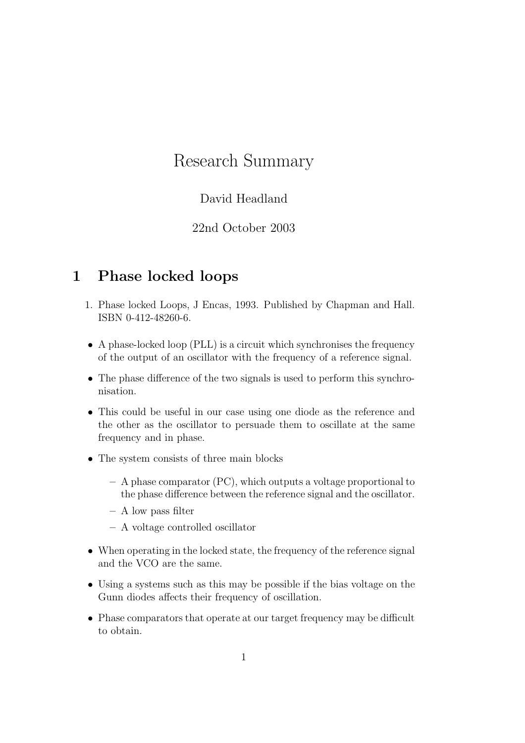# Research Summary

David Headland

22nd October 2003

## 1 Phase locked loops

1. Phase locked Loops, J Encas, 1993. Published by Chapman and Hall. ISBN 0-412-48260-6.

- A phase-locked loop (PLL) is a circuit which synchronises the frequency of the output of an oscillator with the frequency of a reference signal.
- The phase difference of the two signals is used to perform this synchronisation.
- This could be useful in our case using one diode as the reference and the other as the oscillator to persuade them to oscillate at the same frequency and in phase.
- The system consists of three main blocks
  - A phase comparator (PC), which outputs a voltage proportional to the phase difference between the reference signal and the oscillator.
  - A low pass filter
  - A voltage controlled oscillator
- When operating in the locked state, the frequency of the reference signal and the VCO are the same.
- Using a systems such as this may be possible if the bias voltage on the Gunn diodes affects their frequency of oscillation.
- Phase comparators that operate at our target frequency may be difficult to obtain.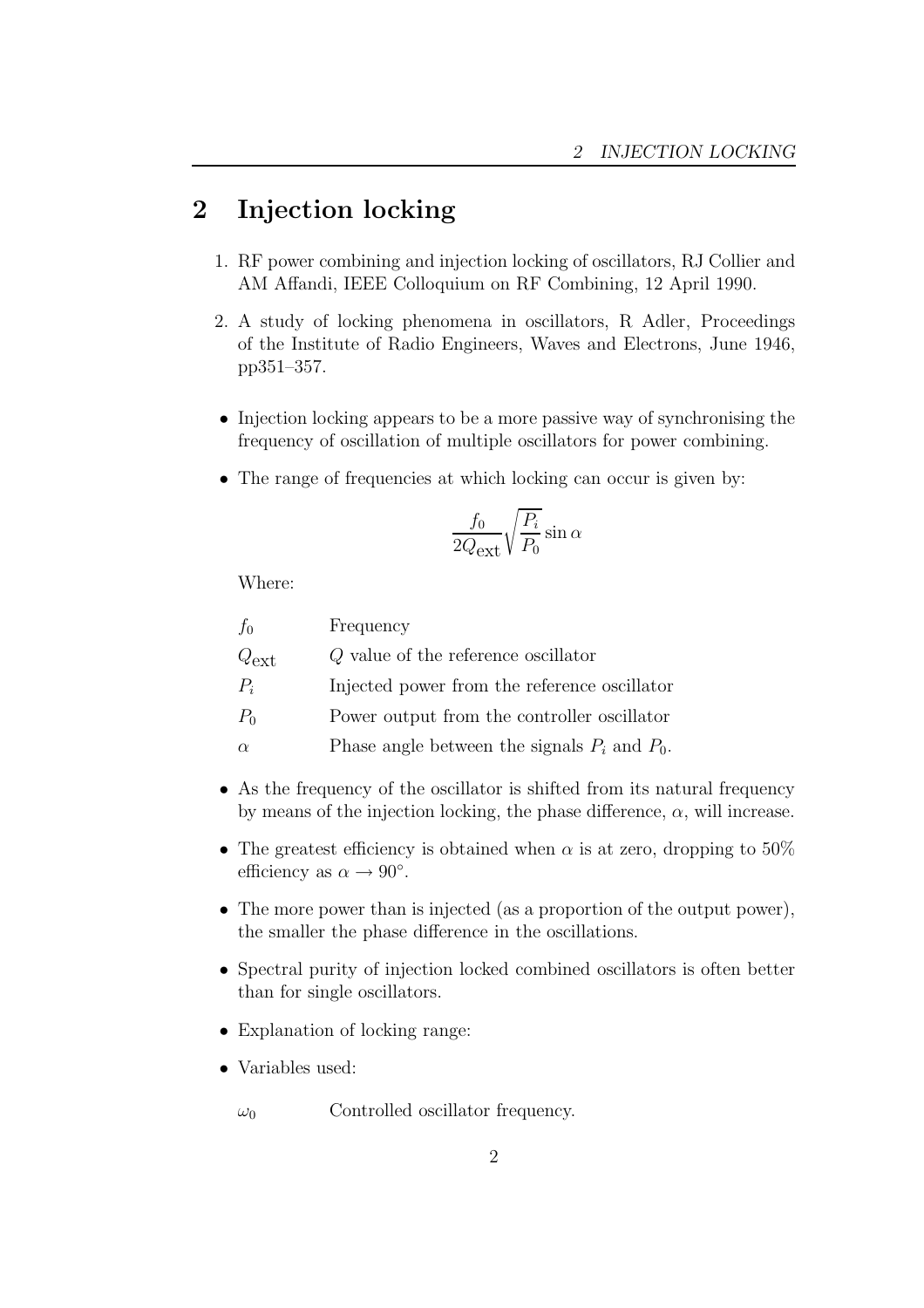# 2 Injection locking

1. RF power combining and injection locking of oscillators, RJ Collier and AM Affandi, IEEE Colloquium on RF Combining, 12 April 1990.
2. A study of locking phenomena in oscillators, R Adler, Proceedings of the Institute of Radio Engineers, Waves and Electrons, June 1946, pp351–357.

- Injection locking appears to be a more passive way of synchronising the frequency of oscillation of multiple oscillators for power combining.
- The range of frequencies at which locking can occur is given by:

$$\frac{f_0}{2Q_{\text{ext}}}\sqrt{\frac{P_i}{P_0}}\sin\alpha$$

  Where:

  | | |
  |---|---|
  | $f_0$ | Frequency |
  | $Q_{\text{ext}}$ | $Q$ value of the reference oscillator |
  | $P_i$ | Injected power from the reference oscillator |
  | $P_0$ | Power output from the controller oscillator |
  | $\alpha$ | Phase angle between the signals $P_i$ and $P_0$. |

- As the frequency of the oscillator is shifted from its natural frequency by means of the injection locking, the phase difference, $\alpha$, will increase.
- The greatest efficiency is obtained when $\alpha$ is at zero, dropping to 50% efficiency as $\alpha \to 90^\circ$.
- The more power than is injected (as a proportion of the output power), the smaller the phase difference in the oscillations.
- Spectral purity of injection locked combined oscillators is often better than for single oscillators.
- Explanation of locking range:
- Variables used:

  | | |
  |---|---|
  | $\omega_0$ | Controlled oscillator frequency. |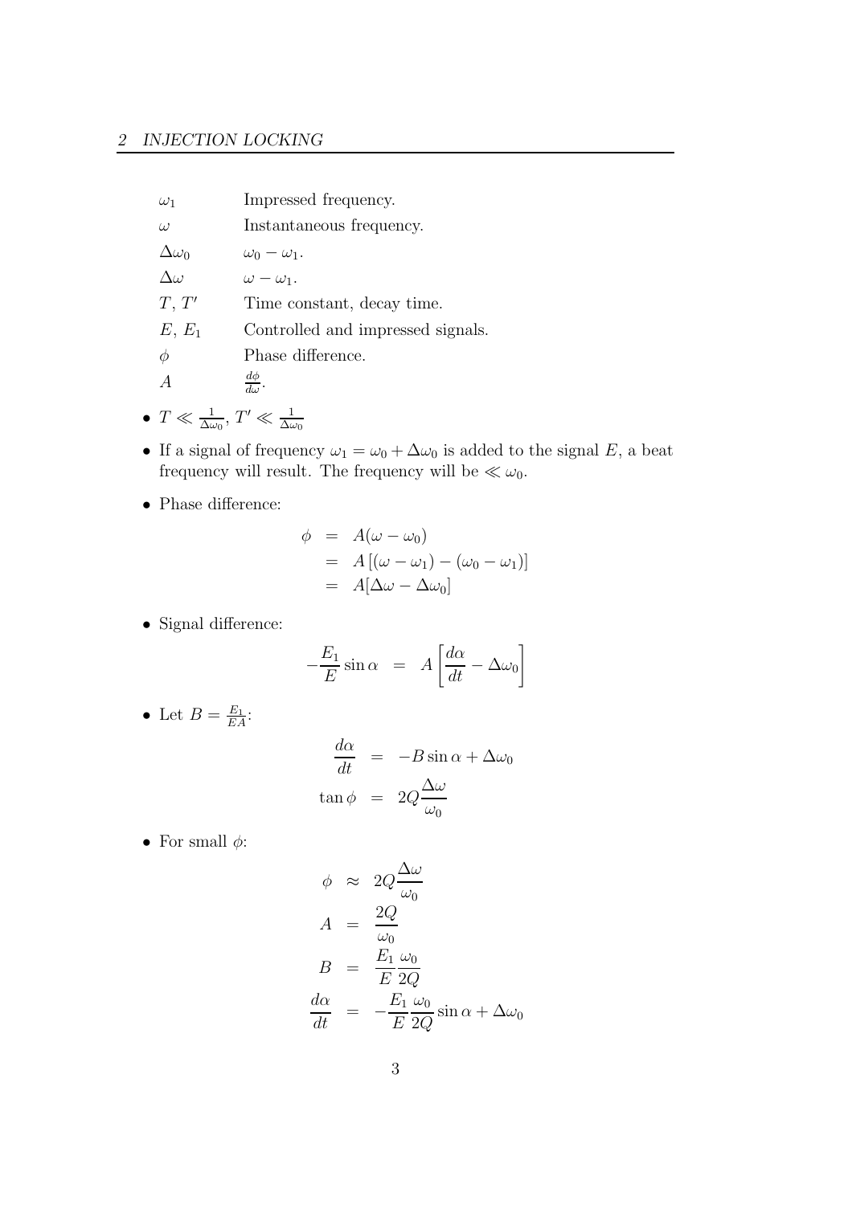| | |
|---|---|
| $\omega_1$ | Impressed frequency. |
| $\omega$ | Instantaneous frequency. |
| $\Delta\omega_0$ | $\omega_0 - \omega_1$. |
| $\Delta\omega$ | $\omega - \omega_1$. |
| $T$, $T'$ | Time constant, decay time. |
| $E$, $E_1$ | Controlled and impressed signals. |
| $\phi$ | Phase difference. |
| $A$ | $\frac{d\phi}{d\omega}$. |

- $T \ll \frac{1}{\Delta\omega_0}$, $T' \ll \frac{1}{\Delta\omega_0}$
- If a signal of frequency $\omega_1 = \omega_0 + \Delta\omega_0$ is added to the signal $E$, a beat frequency will result. The frequency will be $\ll \omega_0$.
- Phase difference:

$$
\begin{aligned}
\phi &= A(\omega - \omega_0) \\
&= A\left[(\omega - \omega_1) - (\omega_0 - \omega_1)\right] \\
&= A[\Delta\omega - \Delta\omega_0]
\end{aligned}
$$

- Signal difference:

$$
-\frac{E_1}{E}\sin\alpha = A\left[\frac{d\alpha}{dt} - \Delta\omega_0\right]
$$

- Let $B = \frac{E_1}{EA}$:

$$
\begin{aligned}
\frac{d\alpha}{dt} &= -B\sin\alpha + \Delta\omega_0 \\
\tan\phi &= 2Q\frac{\Delta\omega}{\omega_0}
\end{aligned}
$$

- For small $\phi$:

$$
\begin{aligned}
\phi &\approx 2Q\frac{\Delta\omega}{\omega_0} \\
A &= \frac{2Q}{\omega_0} \\
B &= \frac{E_1}{E}\frac{\omega_0}{2Q} \\
\frac{d\alpha}{dt} &= -\frac{E_1}{E}\frac{\omega_0}{2Q}\sin\alpha + \Delta\omega_0
\end{aligned}
$$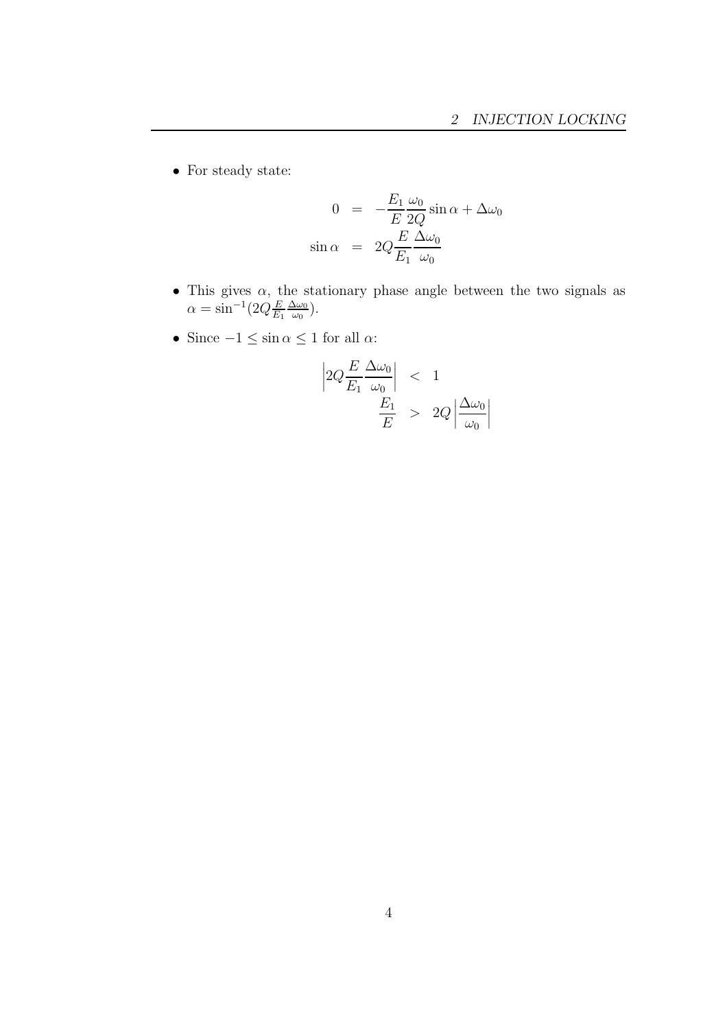- For steady state:

$$
\begin{aligned}
0 &= -\frac{E_1}{E}\frac{\omega_0}{2Q}\sin\alpha + \Delta\omega_0 \\
\sin\alpha &= 2Q\frac{E}{E_1}\frac{\Delta\omega_0}{\omega_0}
\end{aligned}
$$

- This gives $\alpha$, the stationary phase angle between the two signals as $\alpha = \sin^{-1}(2Q\frac{E}{E_1}\frac{\Delta\omega_0}{\omega_0})$.

- Since $-1 \leq \sin\alpha \leq 1$ for all $\alpha$:

$$
\begin{aligned}
\left|2Q\frac{E}{E_1}\frac{\Delta\omega_0}{\omega_0}\right| &< 1 \\
\frac{E_1}{E} &> 2Q\left|\frac{\Delta\omega_0}{\omega_0}\right|
\end{aligned}
$$